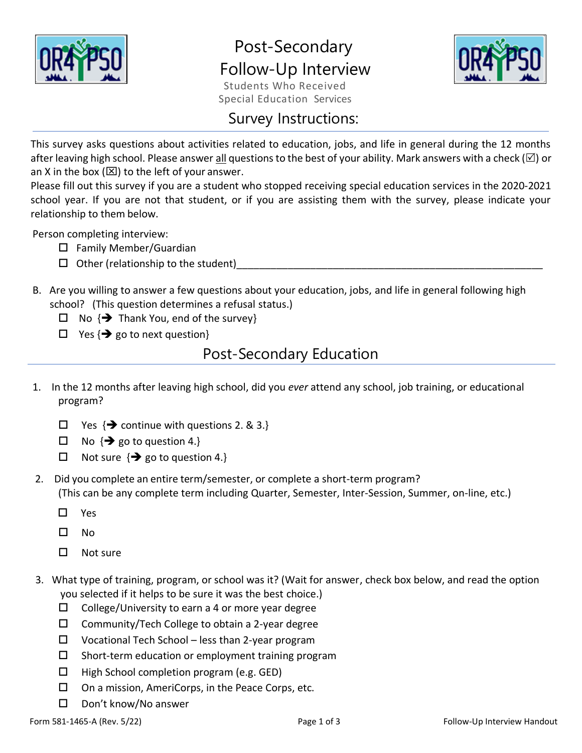# Post-Secondary Follow-Up Interview

Students Who Received Special Education Services

## Survey Instructions:

This survey asks questions about activities related to education, jobs, and life in general during the 12 months after leaving high school. Please answer all questions to the best of your ability. Mark answers with a check (☑) or an X in the box (☒) to the left of your answer.

Please fill out this survey if you are a student who stopped receiving special education services in the 2020-2021 school year. If you are not that student, or if you are assisting them with the survey, please indicate your relationship to them below.

Person completing interview:

- ☐ Family Member/Guardian
- ☐ Other (relationship to the student)________________________________________________________

B. Are you willing to answer a few questions about your education, jobs, and life in general following high school? (This question determines a refusal status.)

- ☐ No {➔ Thank You, end of the survey}
- ☐ Yes {➔ go to next question}

## Post-Secondary Education

1. In the 12 months after leaving high school, did you *ever* attend any school, job training, or educational program?

   - ☐ Yes {➔ continue with questions 2. & 3.}
   - ☐ No {➔ go to question 4.}
   - ☐ Not sure {➔ go to question 4.}

2. Did you complete an entire term/semester, or complete a short-term program? (This can be any complete term including Quarter, Semester, Inter-Session, Summer, on-line, etc.)

   - ☐ Yes
   - ☐ No
   - ☐ Not sure

3. What type of training, program, or school was it? (Wait for answer, check box below, and read the option you selected if it helps to be sure it was the best choice.)

   - ☐ College/University to earn a 4 or more year degree
   - ☐ Community/Tech College to obtain a 2-year degree
   - ☐ Vocational Tech School – less than 2-year program
   - ☐ Short-term education or employment training program
   - ☐ High School completion program (e.g. GED)
   - ☐ On a mission, AmeriCorps, in the Peace Corps, etc.
   - ☐ Don't know/No answer

Form 581-1465-A (Rev. 5/22) Follow-Up Interview Handout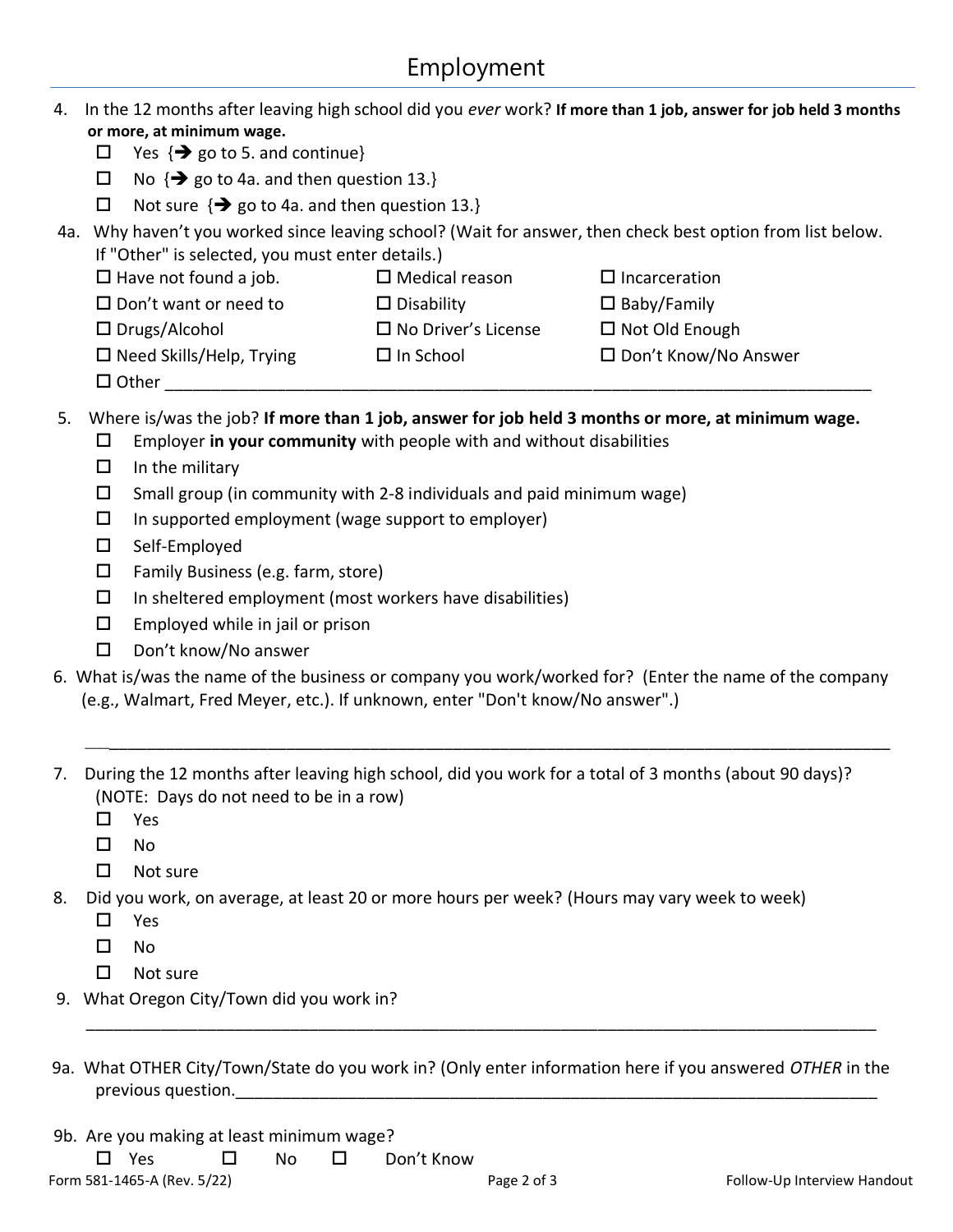# Employment

4. In the 12 months after leaving high school did you *ever* work? **If more than 1 job, answer for job held 3 months or more, at minimum wage.**
   - ☐ Yes {➔ go to 5. and continue}
   - ☐ No {➔ go to 4a. and then question 13.}
   - ☐ Not sure {➔ go to 4a. and then question 13.}

4a. Why haven't you worked since leaving school? (Wait for answer, then check best option from list below. If "Other" is selected, you must enter details.)

| | | |
|---|---|---|
| ☐ Have not found a job. | ☐ Medical reason | ☐ Incarceration |
| ☐ Don't want or need to | ☐ Disability | ☐ Baby/Family |
| ☐ Drugs/Alcohol | ☐ No Driver's License | ☐ Not Old Enough |
| ☐ Need Skills/Help, Trying | ☐ In School | ☐ Don't Know/No Answer |

☐ Other ___________________________________________________________________________

5. Where is/was the job? **If more than 1 job, answer for job held 3 months or more, at minimum wage.**
   - ☐ Employer **in your community** with people with and without disabilities
   - ☐ In the military
   - ☐ Small group (in community with 2-8 individuals and paid minimum wage)
   - ☐ In supported employment (wage support to employer)
   - ☐ Self-Employed
   - ☐ Family Business (e.g. farm, store)
   - ☐ In sheltered employment (most workers have disabilities)
   - ☐ Employed while in jail or prison
   - ☐ Don't know/No answer

6. What is/was the name of the business or company you work/worked for? (Enter the name of the company (e.g., Walmart, Fred Meyer, etc.). If unknown, enter "Don't know/No answer".)

   ___________________________________________________________________________________

7. During the 12 months after leaving high school, did you work for a total of 3 months (about 90 days)? (NOTE: Days do not need to be in a row)
   - ☐ Yes
   - ☐ No
   - ☐ Not sure

8. Did you work, on average, at least 20 or more hours per week? (Hours may vary week to week)
   - ☐ Yes
   - ☐ No
   - ☐ Not sure

9. What Oregon City/Town did you work in?

   ___________________________________________________________________________________

9a. What OTHER City/Town/State do you work in? (Only enter information here if you answered *OTHER* in the previous question.___________________________________________________________________

9b. Are you making at least minimum wage?

☐ Yes ☐ No ☐ Don't Know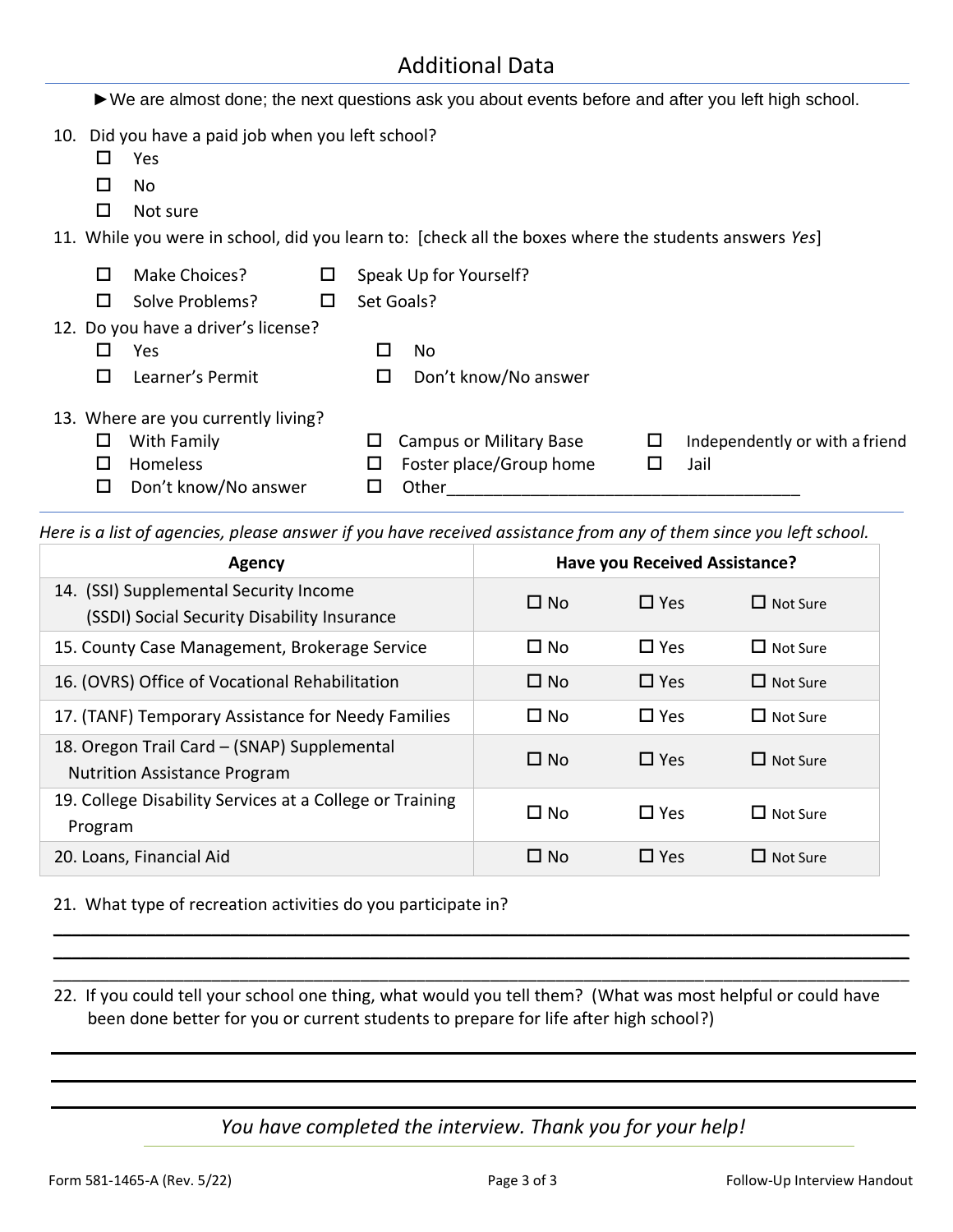## Additional Data

►We are almost done; the next questions ask you about events before and after you left high school.

10. Did you have a paid job when you left school?
    - ☐ Yes
    - ☐ No
    - ☐ Not sure

11. While you were in school, did you learn to: [check all the boxes where the students answers *Yes*]
    - ☐ Make Choices?
    - ☐ Speak Up for Yourself?
    - ☐ Solve Problems?
    - ☐ Set Goals?

12. Do you have a driver's license?
    - ☐ Yes
    - ☐ No
    - ☐ Learner's Permit
    - ☐ Don't know/No answer

13. Where are you currently living?
    - ☐ With Family
    - ☐ Campus or Military Base
    - ☐ Independently or with a friend
    - ☐ Homeless
    - ☐ Foster place/Group home
    - ☐ Jail
    - ☐ Don't know/No answer
    - ☐ Other_____________________________________

*Here is a list of agencies, please answer if you have received assistance from any of them since you left school.*

| Agency | Have you Received Assistance? | | |
|---|---|---|---|
| 14. (SSI) Supplemental Security Income (SSDI) Social Security Disability Insurance | ☐ No | ☐ Yes | ☐ Not Sure |
| 15. County Case Management, Brokerage Service | ☐ No | ☐ Yes | ☐ Not Sure |
| 16. (OVRS) Office of Vocational Rehabilitation | ☐ No | ☐ Yes | ☐ Not Sure |
| 17. (TANF) Temporary Assistance for Needy Families | ☐ No | ☐ Yes | ☐ Not Sure |
| 18. Oregon Trail Card – (SNAP) Supplemental Nutrition Assistance Program | ☐ No | ☐ Yes | ☐ Not Sure |
| 19. College Disability Services at a College or Training Program | ☐ No | ☐ Yes | ☐ Not Sure |
| 20. Loans, Financial Aid | ☐ No | ☐ Yes | ☐ Not Sure |

21. What type of recreation activities do you participate in?

_______________________________________________

_______________________________________________

_______________________________________________

22. If you could tell your school one thing, what would you tell them? (What was most helpful or could have been done better for you or current students to prepare for life after high school?)

_______________________________________________

_______________________________________________

_______________________________________________

*You have completed the interview. Thank you for your help!*

Form 581-1465-A (Rev. 5/22) Follow-Up Interview Handout